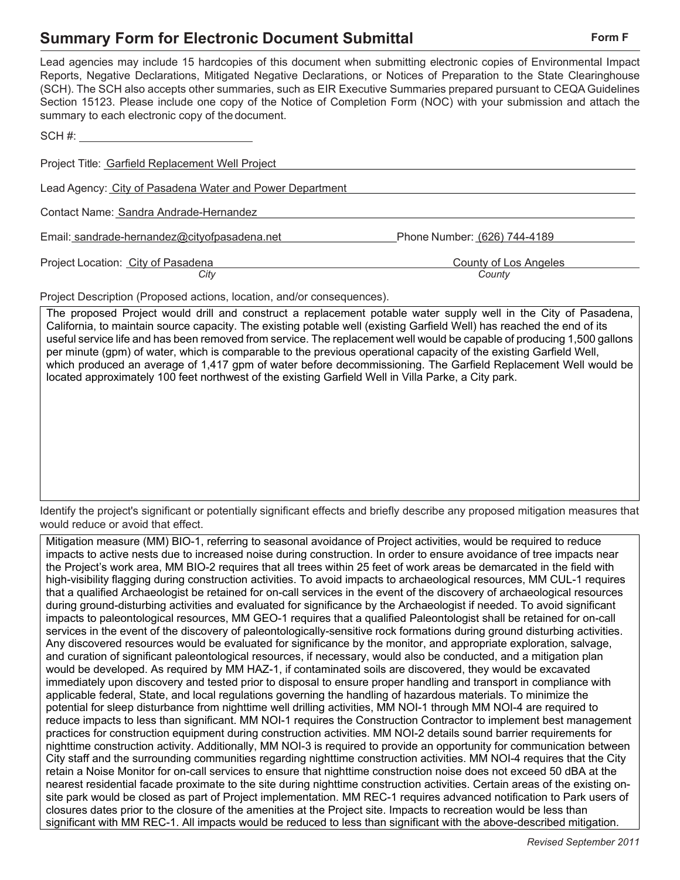# Summary Form for Electronic Document Submittal

**Form F**

Lead agencies may include 15 hardcopies of this document when submitting electronic copies of Environmental Impact Reports, Negative Declarations, Mitigated Negative Declarations, or Notices of Preparation to the State Clearinghouse (SCH). The SCH also accepts other summaries, such as EIR Executive Summaries prepared pursuant to CEQA Guidelines Section 15123. Please include one copy of the Notice of Completion Form (NOC) with your submission and attach the summary to each electronic copy of the document.

SCH #: ____________________

Project Title: Garfield Replacement Well Project

Lead Agency: City of Pasadena Water and Power Department

Contact Name: Sandra Andrade-Hernandez

Email: sandrade-hernandez@cityofpasadena.net Phone Number: (626) 744-4189

Project Location: City of Pasadena (*City*) County of Los Angeles (*County*)

Project Description (Proposed actions, location, and/or consequences).

The proposed Project would drill and construct a replacement potable water supply well in the City of Pasadena, California, to maintain source capacity. The existing potable well (existing Garfield Well) has reached the end of its useful service life and has been removed from service. The replacement well would be capable of producing 1,500 gallons per minute (gpm) of water, which is comparable to the previous operational capacity of the existing Garfield Well, which produced an average of 1,417 gpm of water before decommissioning. The Garfield Replacement Well would be located approximately 100 feet northwest of the existing Garfield Well in Villa Parke, a City park.

Identify the project's significant or potentially significant effects and briefly describe any proposed mitigation measures that would reduce or avoid that effect.

Mitigation measure (MM) BIO-1, referring to seasonal avoidance of Project activities, would be required to reduce impacts to active nests due to increased noise during construction. In order to ensure avoidance of tree impacts near the Project's work area, MM BIO-2 requires that all trees within 25 feet of work areas be demarcated in the field with high-visibility flagging during construction activities. To avoid impacts to archaeological resources, MM CUL-1 requires that a qualified Archaeologist be retained for on-call services in the event of the discovery of archaeological resources during ground-disturbing activities and evaluated for significance by the Archaeologist if needed. To avoid significant impacts to paleontological resources, MM GEO-1 requires that a qualified Paleontologist shall be retained for on-call services in the event of the discovery of paleontologically-sensitive rock formations during ground disturbing activities. Any discovered resources would be evaluated for significance by the monitor, and appropriate exploration, salvage, and curation of significant paleontological resources, if necessary, would also be conducted, and a mitigation plan would be developed. As required by MM HAZ-1, if contaminated soils are discovered, they would be excavated immediately upon discovery and tested prior to disposal to ensure proper handling and transport in compliance with applicable federal, State, and local regulations governing the handling of hazardous materials. To minimize the potential for sleep disturbance from nighttime well drilling activities, MM NOI-1 through MM NOI-4 are required to reduce impacts to less than significant. MM NOI-1 requires the Construction Contractor to implement best management practices for construction equipment during construction activities. MM NOI-2 details sound barrier requirements for nighttime construction activity. Additionally, MM NOI-3 is required to provide an opportunity for communication between City staff and the surrounding communities regarding nighttime construction activities. MM NOI-4 requires that the City retain a Noise Monitor for on-call services to ensure that nighttime construction noise does not exceed 50 dBA at the nearest residential facade proximate to the site during nighttime construction activities. Certain areas of the existing on-site park would be closed as part of Project implementation. MM REC-1 requires advanced notification to Park users of closures dates prior to the closure of the amenities at the Project site. Impacts to recreation would be less than significant with MM REC-1. All impacts would be reduced to less than significant with the above-described mitigation.

*Revised September 2011*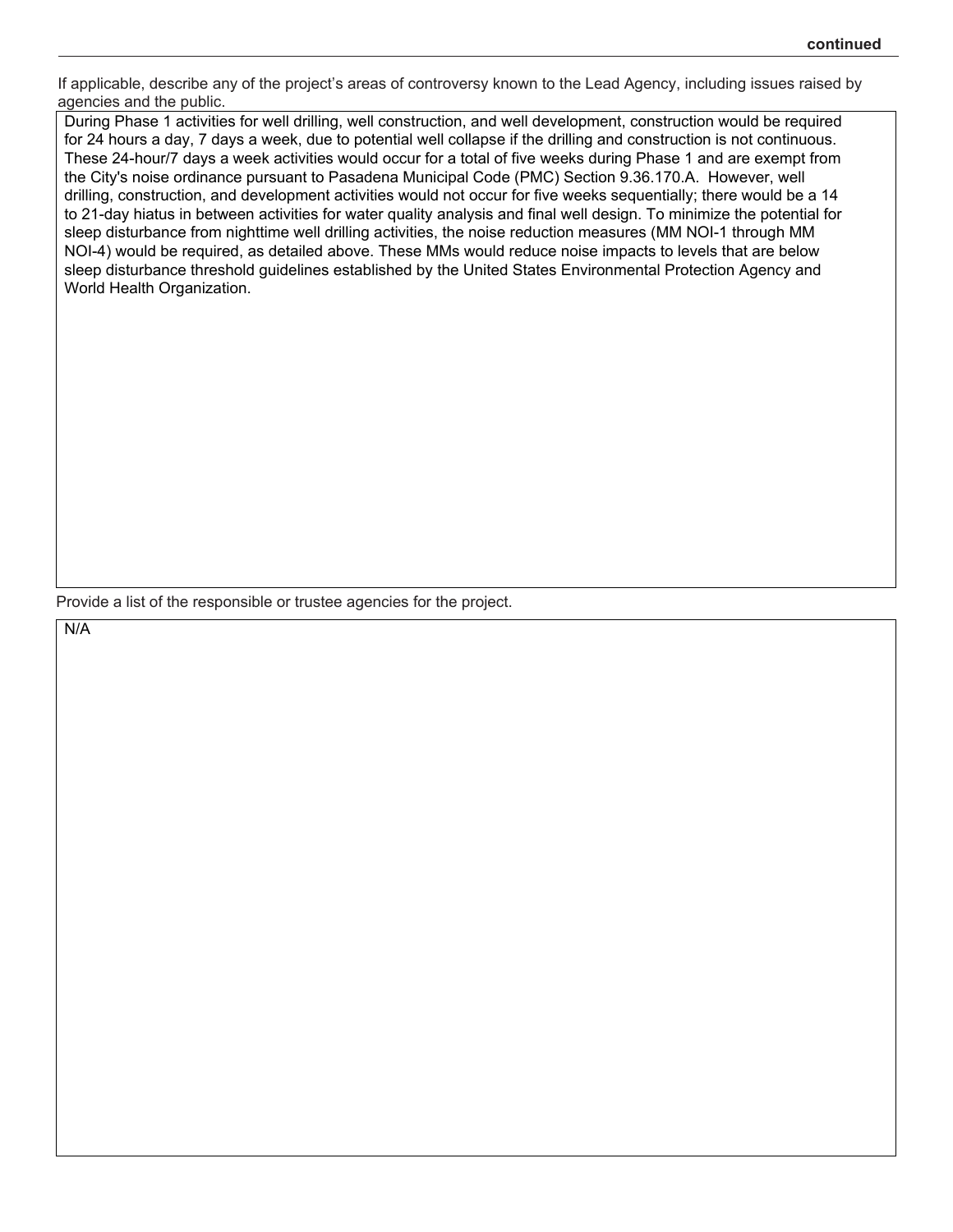**continued**

If applicable, describe any of the project's areas of controversy known to the Lead Agency, including issues raised by agencies and the public.

During Phase 1 activities for well drilling, well construction, and well development, construction would be required for 24 hours a day, 7 days a week, due to potential well collapse if the drilling and construction is not continuous. These 24-hour/7 days a week activities would occur for a total of five weeks during Phase 1 and are exempt from the City's noise ordinance pursuant to Pasadena Municipal Code (PMC) Section 9.36.170.A. However, well drilling, construction, and development activities would not occur for five weeks sequentially; there would be a 14 to 21-day hiatus in between activities for water quality analysis and final well design. To minimize the potential for sleep disturbance from nighttime well drilling activities, the noise reduction measures (MM NOI-1 through MM NOI-4) would be required, as detailed above. These MMs would reduce noise impacts to levels that are below sleep disturbance threshold guidelines established by the United States Environmental Protection Agency and World Health Organization.

Provide a list of the responsible or trustee agencies for the project.

N/A